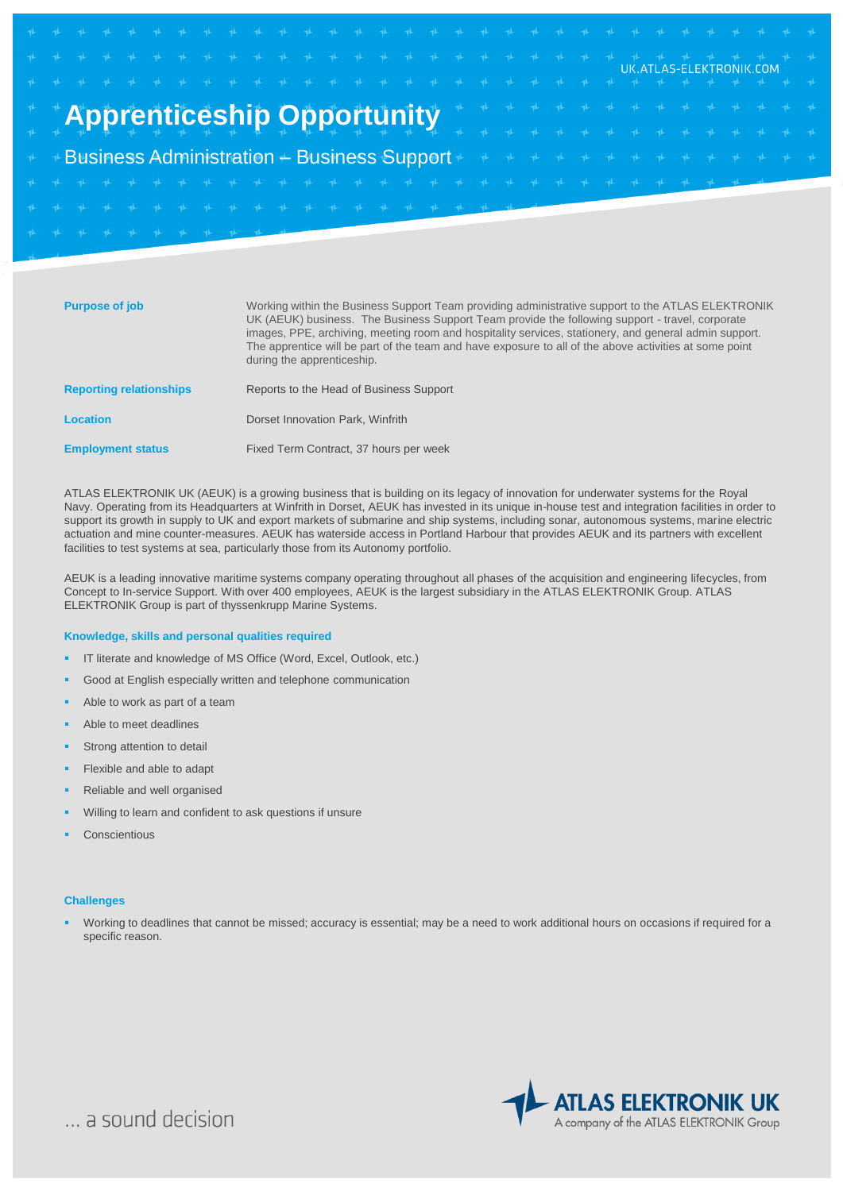UK.ATLAS-ELEKTRONIK.COM

# Apprenticeship Opportunity

## Business Administration – Business Support

| | |
|---|---|
| **Purpose of job** | Working within the Business Support Team providing administrative support to the ATLAS ELEKTRONIK UK (AEUK) business. The Business Support Team provide the following support - travel, corporate images, PPE, archiving, meeting room and hospitality services, stationery, and general admin support. The apprentice will be part of the team and have exposure to all of the above activities at some point during the apprenticeship. |
| **Reporting relationships** | Reports to the Head of Business Support |
| **Location** | Dorset Innovation Park, Winfrith |
| **Employment status** | Fixed Term Contract, 37 hours per week |

ATLAS ELEKTRONIK UK (AEUK) is a growing business that is building on its legacy of innovation for underwater systems for the Royal Navy. Operating from its Headquarters at Winfrith in Dorset, AEUK has invested in its unique in-house test and integration facilities in order to support its growth in supply to UK and export markets of submarine and ship systems, including sonar, autonomous systems, marine electric actuation and mine counter-measures. AEUK has waterside access in Portland Harbour that provides AEUK and its partners with excellent facilities to test systems at sea, particularly those from its Autonomy portfolio.

AEUK is a leading innovative maritime systems company operating throughout all phases of the acquisition and engineering lifecycles, from Concept to In-service Support. With over 400 employees, AEUK is the largest subsidiary in the ATLAS ELEKTRONIK Group. ATLAS ELEKTRONIK Group is part of thyssenkrupp Marine Systems.

### Knowledge, skills and personal qualities required

- IT literate and knowledge of MS Office (Word, Excel, Outlook, etc.)
- Good at English especially written and telephone communication
- Able to work as part of a team
- Able to meet deadlines
- Strong attention to detail
- Flexible and able to adapt
- Reliable and well organised
- Willing to learn and confident to ask questions if unsure
- Conscientious

### Challenges

- Working to deadlines that cannot be missed; accuracy is essential; may be a need to work additional hours on occasions if required for a specific reason.

... a sound decision

ATLAS ELEKTRONIK UK
A company of the ATLAS ELEKTRONIK Group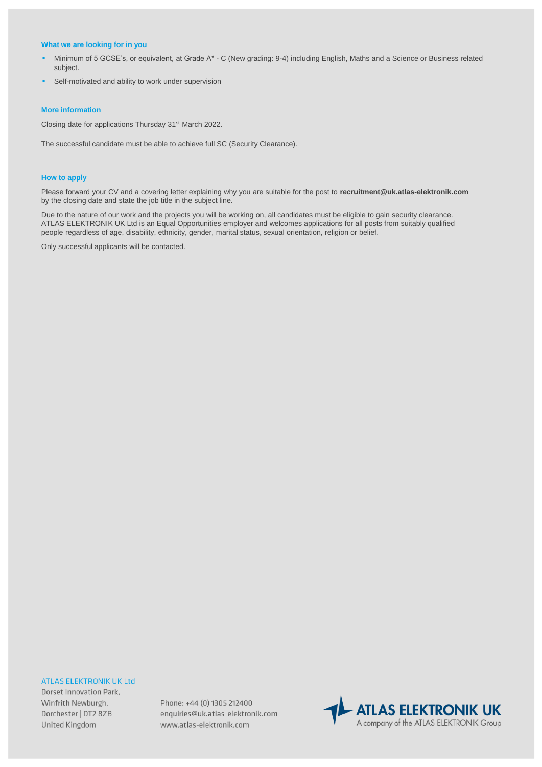### What we are looking for in you

- Minimum of 5 GCSE's, or equivalent, at Grade A* - C (New grading: 9-4) including English, Maths and a Science or Business related subject.
- Self-motivated and ability to work under supervision

### More information

Closing date for applications Thursday 31st March 2022.

The successful candidate must be able to achieve full SC (Security Clearance).

### How to apply

Please forward your CV and a covering letter explaining why you are suitable for the post to **recruitment@uk.atlas-elektronik.com** by the closing date and state the job title in the subject line.

Due to the nature of our work and the projects you will be working on, all candidates must be eligible to gain security clearance. ATLAS ELEKTRONIK UK Ltd is an Equal Opportunities employer and welcomes applications for all posts from suitably qualified people regardless of age, disability, ethnicity, gender, marital status, sexual orientation, religion or belief.

Only successful applicants will be contacted.

ATLAS ELEKTRONIK UK Ltd
Dorset Innovation Park,
Winfrith Newburgh,
Dorchester | DT2 8ZB
United Kingdom

Phone: +44 (0) 1305 212400
enquiries@uk.atlas-elektronik.com
www.atlas-elektronik.com

ATLAS ELEKTRONIK UK
A company of the ATLAS ELEKTRONIK Group